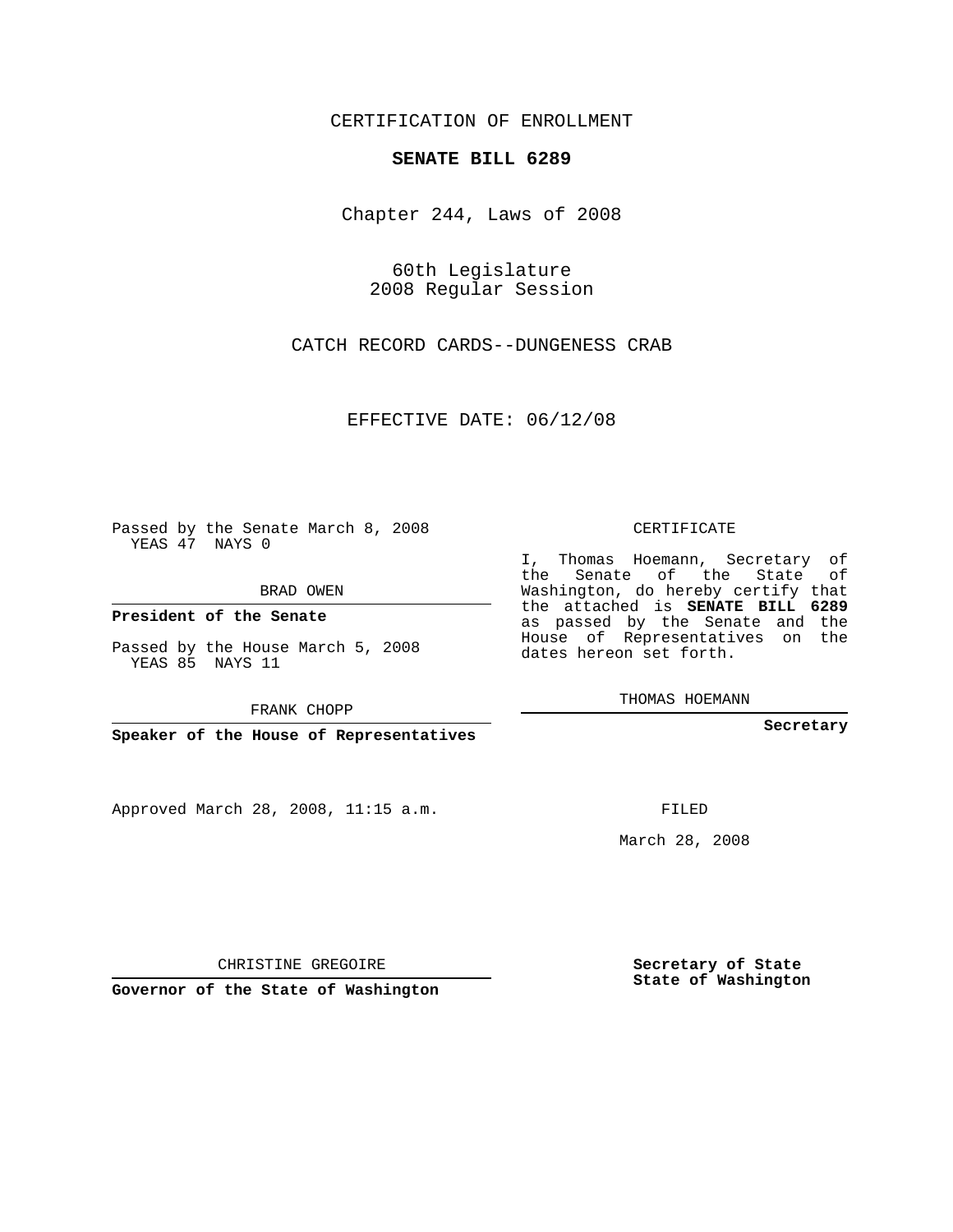CERTIFICATION OF ENROLLMENT

**SENATE BILL 6289**

Chapter 244, Laws of 2008

60th Legislature
2008 Regular Session

CATCH RECORD CARDS--DUNGENESS CRAB

EFFECTIVE DATE: 06/12/08

Passed by the Senate March 8, 2008
YEAS 47 NAYS 0

BRAD OWEN

**President of the Senate**

Passed by the House March 5, 2008
YEAS 85 NAYS 11

FRANK CHOPP

**Speaker of the House of Representatives**

Approved March 28, 2008, 11:15 a.m.

CHRISTINE GREGOIRE

**Governor of the State of Washington**

CERTIFICATE

I, Thomas Hoemann, Secretary of the Senate of the State of Washington, do hereby certify that the attached is **SENATE BILL 6289** as passed by the Senate and the House of Representatives on the dates hereon set forth.

THOMAS HOEMANN

**Secretary**

FILED

March 28, 2008

**Secretary of State**
**State of Washington**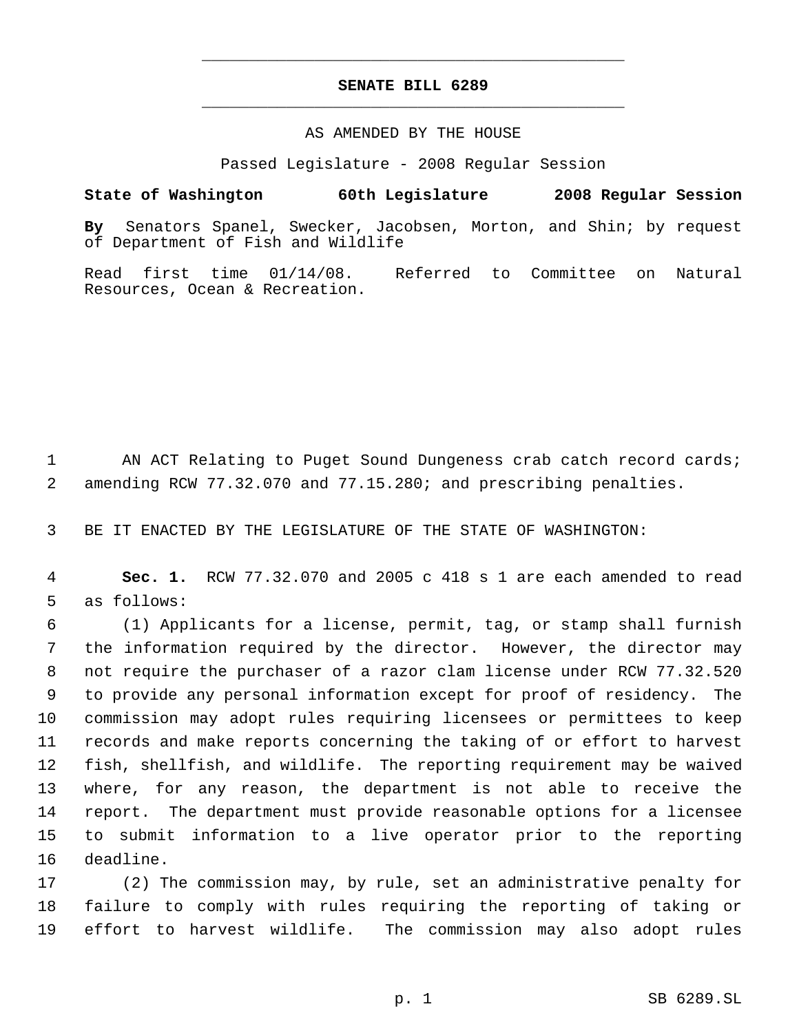# SENATE BILL 6289

AS AMENDED BY THE HOUSE

Passed Legislature - 2008 Regular Session

**State of Washington 60th Legislature 2008 Regular Session**

**By** Senators Spanel, Swecker, Jacobsen, Morton, and Shin; by request of Department of Fish and Wildlife

Read first time 01/14/08. Referred to Committee on Natural Resources, Ocean & Recreation.

1 AN ACT Relating to Puget Sound Dungeness crab catch record cards;
2 amending RCW 77.32.070 and 77.15.280; and prescribing penalties.

3 BE IT ENACTED BY THE LEGISLATURE OF THE STATE OF WASHINGTON:

4 **Sec. 1.** RCW 77.32.070 and 2005 c 418 s 1 are each amended to read
5 as follows:
6 (1) Applicants for a license, permit, tag, or stamp shall furnish
7 the information required by the director. However, the director may
8 not require the purchaser of a razor clam license under RCW 77.32.520
9 to provide any personal information except for proof of residency. The
10 commission may adopt rules requiring licensees or permittees to keep
11 records and make reports concerning the taking of or effort to harvest
12 fish, shellfish, and wildlife. The reporting requirement may be waived
13 where, for any reason, the department is not able to receive the
14 report. The department must provide reasonable options for a licensee
15 to submit information to a live operator prior to the reporting
16 deadline.
17 (2) The commission may, by rule, set an administrative penalty for
18 failure to comply with rules requiring the reporting of taking or
19 effort to harvest wildlife. The commission may also adopt rules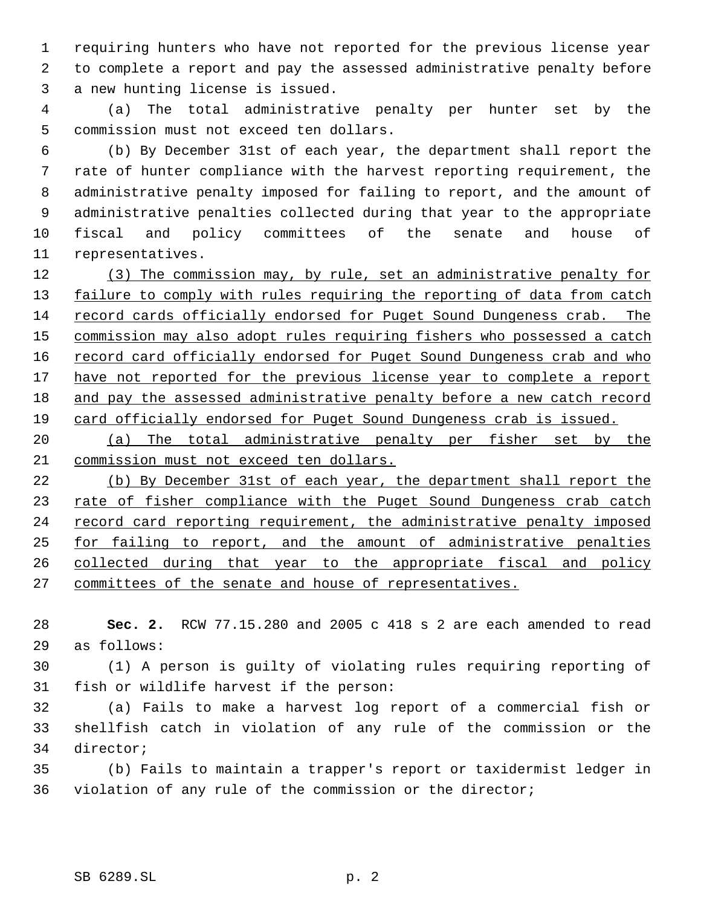requiring hunters who have not reported for the previous license year to complete a report and pay the assessed administrative penalty before a new hunting license is issued.

(a) The total administrative penalty per hunter set by the commission must not exceed ten dollars.

(b) By December 31st of each year, the department shall report the rate of hunter compliance with the harvest reporting requirement, the administrative penalty imposed for failing to report, and the amount of administrative penalties collected during that year to the appropriate fiscal and policy committees of the senate and house of representatives.

(3) The commission may, by rule, set an administrative penalty for failure to comply with rules requiring the reporting of data from catch record cards officially endorsed for Puget Sound Dungeness crab. The commission may also adopt rules requiring fishers who possessed a catch record card officially endorsed for Puget Sound Dungeness crab and who have not reported for the previous license year to complete a report and pay the assessed administrative penalty before a new catch record card officially endorsed for Puget Sound Dungeness crab is issued.

(a) The total administrative penalty per fisher set by the commission must not exceed ten dollars.

(b) By December 31st of each year, the department shall report the rate of fisher compliance with the Puget Sound Dungeness crab catch record card reporting requirement, the administrative penalty imposed for failing to report, and the amount of administrative penalties collected during that year to the appropriate fiscal and policy committees of the senate and house of representatives.

**Sec. 2.** RCW 77.15.280 and 2005 c 418 s 2 are each amended to read as follows:

(1) A person is guilty of violating rules requiring reporting of fish or wildlife harvest if the person:

(a) Fails to make a harvest log report of a commercial fish or shellfish catch in violation of any rule of the commission or the director;

(b) Fails to maintain a trapper's report or taxidermist ledger in violation of any rule of the commission or the director;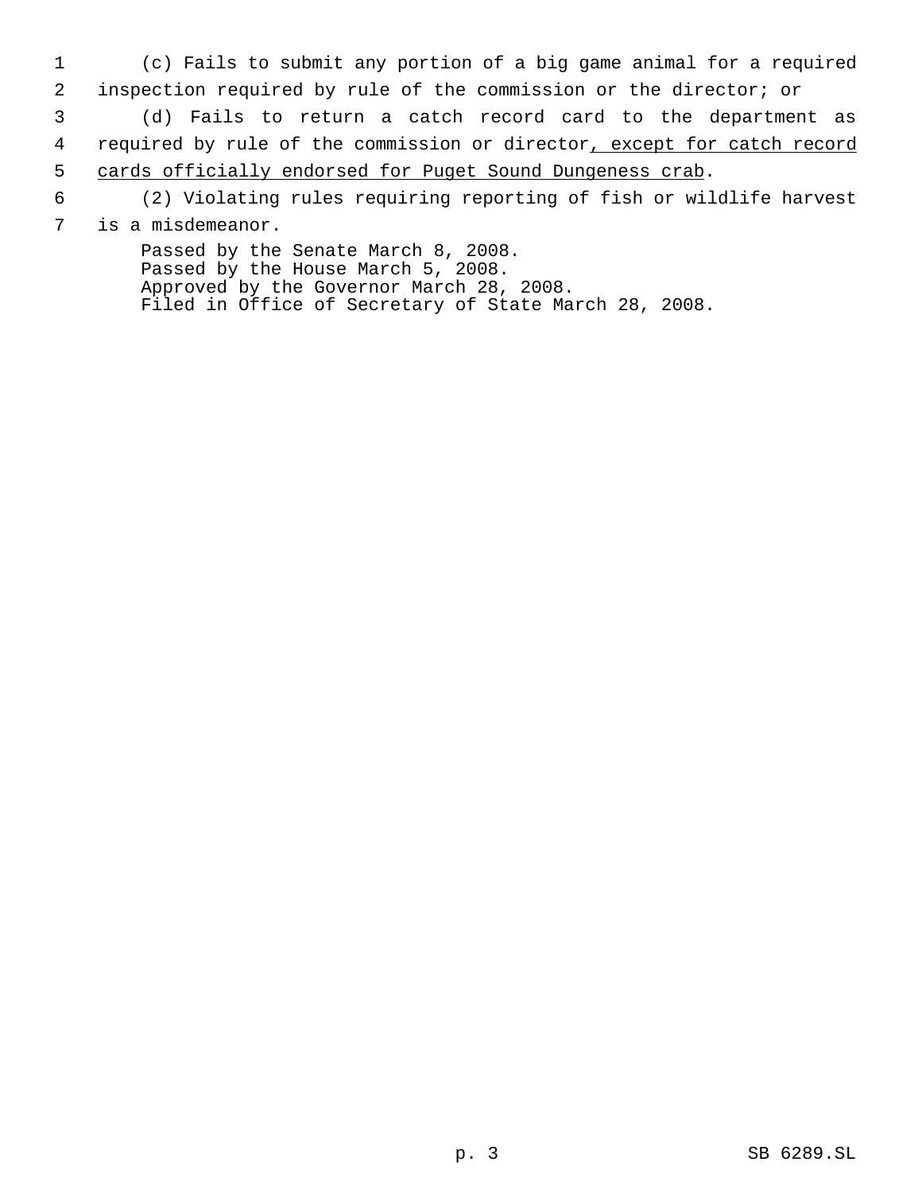(c) Fails to submit any portion of a big game animal for a required inspection required by rule of the commission or the director; or

(d) Fails to return a catch record card to the department as required by rule of the commission or director<u>, except for catch record cards officially endorsed for Puget Sound Dungeness crab</u>.

(2) Violating rules requiring reporting of fish or wildlife harvest is a misdemeanor.

Passed by the Senate March 8, 2008.
Passed by the House March 5, 2008.
Approved by the Governor March 28, 2008.
Filed in Office of Secretary of State March 28, 2008.